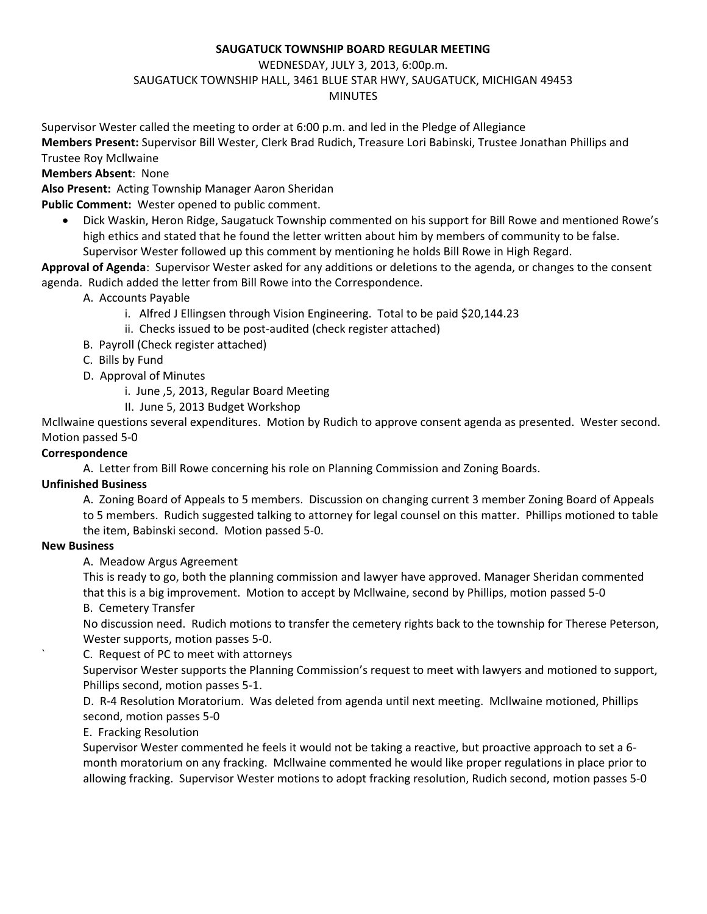**SAUGATUCK TOWNSHIP BOARD REGULAR MEETING**

WEDNESDAY, JULY 3, 2013, 6:00p.m.
SAUGATUCK TOWNSHIP HALL, 3461 BLUE STAR HWY, SAUGATUCK, MICHIGAN 49453
MINUTES

Supervisor Wester called the meeting to order at 6:00 p.m. and led in the Pledge of Allegiance

**Members Present:** Supervisor Bill Wester, Clerk Brad Rudich, Treasure Lori Babinski, Trustee Jonathan Phillips and Trustee Roy Mcllwaine

**Members Absent**: None

**Also Present:** Acting Township Manager Aaron Sheridan

**Public Comment:** Wester opened to public comment.

- Dick Waskin, Heron Ridge, Saugatuck Township commented on his support for Bill Rowe and mentioned Rowe's high ethics and stated that he found the letter written about him by members of community to be false. Supervisor Wester followed up this comment by mentioning he holds Bill Rowe in High Regard.

**Approval of Agenda**: Supervisor Wester asked for any additions or deletions to the agenda, or changes to the consent agenda. Rudich added the letter from Bill Rowe into the Correspondence.

A. Accounts Payable
   i. Alfred J Ellingsen through Vision Engineering. Total to be paid $20,144.23
   ii. Checks issued to be post-audited (check register attached)
B. Payroll (Check register attached)
C. Bills by Fund
D. Approval of Minutes
   i. June ,5, 2013, Regular Board Meeting
   II. June 5, 2013 Budget Workshop

Mcllwaine questions several expenditures. Motion by Rudich to approve consent agenda as presented. Wester second. Motion passed 5-0

**Correspondence**

A. Letter from Bill Rowe concerning his role on Planning Commission and Zoning Boards.

**Unfinished Business**

A. Zoning Board of Appeals to 5 members. Discussion on changing current 3 member Zoning Board of Appeals to 5 members. Rudich suggested talking to attorney for legal counsel on this matter. Phillips motioned to table the item, Babinski second. Motion passed 5-0.

**New Business**

A. Meadow Argus Agreement

This is ready to go, both the planning commission and lawyer have approved. Manager Sheridan commented that this is a big improvement. Motion to accept by Mcllwaine, second by Phillips, motion passed 5-0

B. Cemetery Transfer

No discussion need. Rudich motions to transfer the cemetery rights back to the township for Therese Peterson, Wester supports, motion passes 5-0.

C. Request of PC to meet with attorneys

Supervisor Wester supports the Planning Commission's request to meet with lawyers and motioned to support, Phillips second, motion passes 5-1.

D. R-4 Resolution Moratorium. Was deleted from agenda until next meeting. Mcllwaine motioned, Phillips second, motion passes 5-0

E. Fracking Resolution

Supervisor Wester commented he feels it would not be taking a reactive, but proactive approach to set a 6-month moratorium on any fracking. Mcllwaine commented he would like proper regulations in place prior to allowing fracking. Supervisor Wester motions to adopt fracking resolution, Rudich second, motion passes 5-0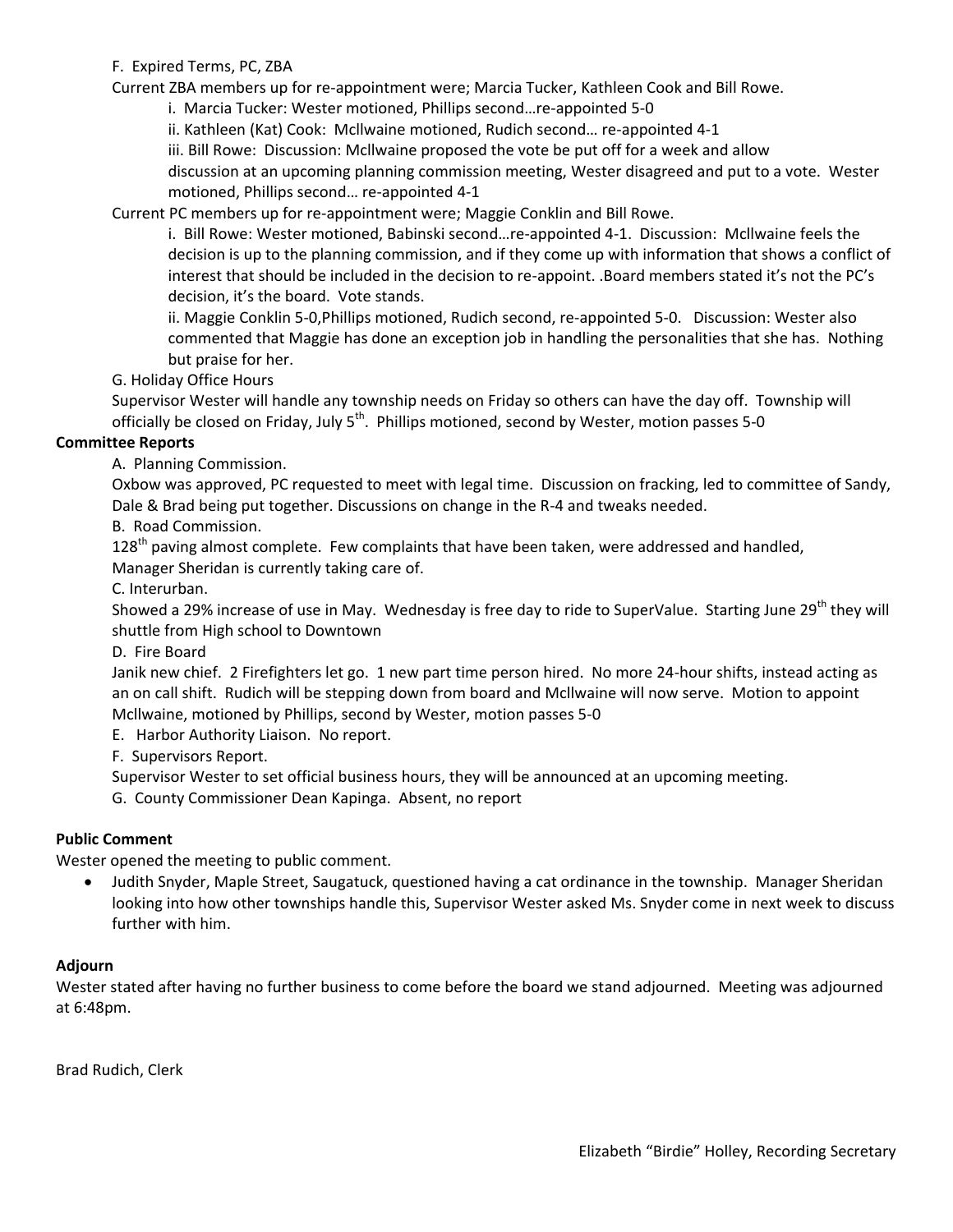F. Expired Terms, PC, ZBA

Current ZBA members up for re-appointment were; Marcia Tucker, Kathleen Cook and Bill Rowe.

i. Marcia Tucker: Wester motioned, Phillips second…re-appointed 5-0

ii. Kathleen (Kat) Cook: McIlwaine motioned, Rudich second… re-appointed 4-1

iii. Bill Rowe: Discussion: McIlwaine proposed the vote be put off for a week and allow discussion at an upcoming planning commission meeting, Wester disagreed and put to a vote. Wester motioned, Phillips second… re-appointed 4-1

Current PC members up for re-appointment were; Maggie Conklin and Bill Rowe.

i. Bill Rowe: Wester motioned, Babinski second…re-appointed 4-1. Discussion: McIlwaine feels the decision is up to the planning commission, and if they come up with information that shows a conflict of interest that should be included in the decision to re-appoint. .Board members stated it's not the PC's decision, it's the board. Vote stands.

ii. Maggie Conklin 5-0,Phillips motioned, Rudich second, re-appointed 5-0. Discussion: Wester also commented that Maggie has done an exception job in handling the personalities that she has. Nothing but praise for her.

G. Holiday Office Hours

Supervisor Wester will handle any township needs on Friday so others can have the day off. Township will officially be closed on Friday, July 5th. Phillips motioned, second by Wester, motion passes 5-0

**Committee Reports**

A. Planning Commission.

Oxbow was approved, PC requested to meet with legal time. Discussion on fracking, led to committee of Sandy, Dale & Brad being put together. Discussions on change in the R-4 and tweaks needed.

B. Road Commission.

128th paving almost complete. Few complaints that have been taken, were addressed and handled, Manager Sheridan is currently taking care of.

C. Interurban.

Showed a 29% increase of use in May. Wednesday is free day to ride to SuperValue. Starting June 29th they will shuttle from High school to Downtown

D. Fire Board

Janik new chief. 2 Firefighters let go. 1 new part time person hired. No more 24-hour shifts, instead acting as an on call shift. Rudich will be stepping down from board and McIlwaine will now serve. Motion to appoint McIlwaine, motioned by Phillips, second by Wester, motion passes 5-0

E. Harbor Authority Liaison. No report.

F. Supervisors Report.

Supervisor Wester to set official business hours, they will be announced at an upcoming meeting.

G. County Commissioner Dean Kapinga. Absent, no report

**Public Comment**

Wester opened the meeting to public comment.

- Judith Snyder, Maple Street, Saugatuck, questioned having a cat ordinance in the township. Manager Sheridan looking into how other townships handle this, Supervisor Wester asked Ms. Snyder come in next week to discuss further with him.

**Adjourn**

Wester stated after having no further business to come before the board we stand adjourned. Meeting was adjourned at 6:48pm.

Brad Rudich, Clerk

Elizabeth "Birdie" Holley, Recording Secretary